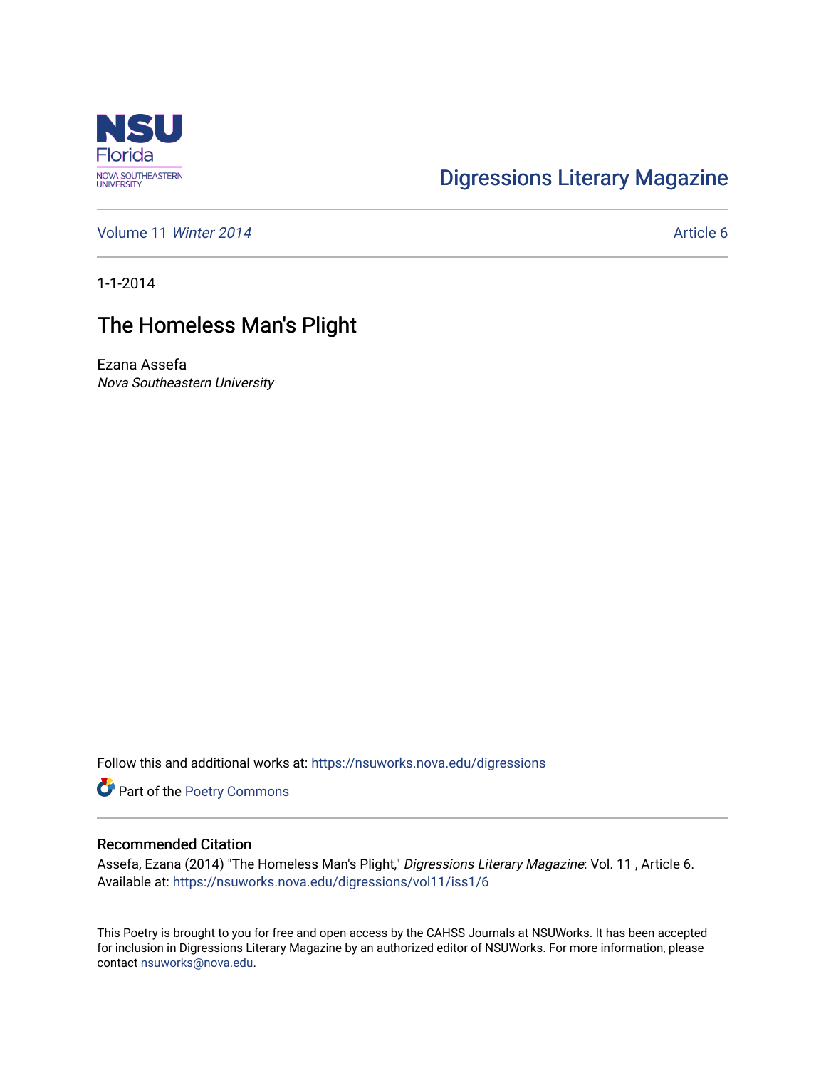NSU Florida
NOVA SOUTHEASTERN UNIVERSITY

Digressions Literary Magazine

Volume 11 *Winter 2014* | Article 6

1-1-2014

# The Homeless Man's Plight

Ezana Assefa
*Nova Southeastern University*

Follow this and additional works at: https://nsuworks.nova.edu/digressions

Part of the Poetry Commons

## Recommended Citation

Assefa, Ezana (2014) "The Homeless Man's Plight," *Digressions Literary Magazine*: Vol. 11 , Article 6.
Available at: https://nsuworks.nova.edu/digressions/vol11/iss1/6

This Poetry is brought to you for free and open access by the CAHSS Journals at NSUWorks. It has been accepted for inclusion in Digressions Literary Magazine by an authorized editor of NSUWorks. For more information, please contact nsuworks@nova.edu.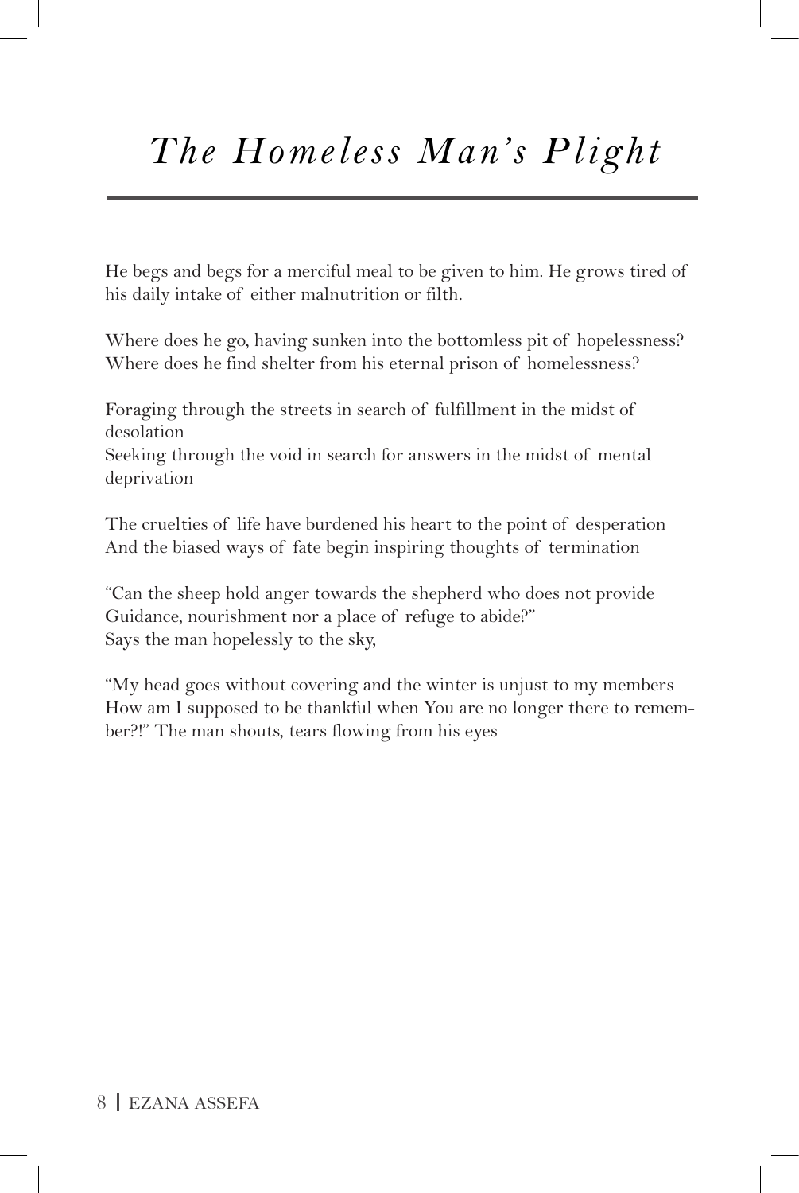# *The Homeless Man's Plight*

He begs and begs for a merciful meal to be given to him. He grows tired of his daily intake of either malnutrition or filth.

Where does he go, having sunken into the bottomless pit of hopelessness?
Where does he find shelter from his eternal prison of homelessness?

Foraging through the streets in search of fulfillment in the midst of desolation
Seeking through the void in search for answers in the midst of mental deprivation

The cruelties of life have burdened his heart to the point of desperation
And the biased ways of fate begin inspiring thoughts of termination

"Can the sheep hold anger towards the shepherd who does not provide
Guidance, nourishment nor a place of refuge to abide?"
Says the man hopelessly to the sky,

"My head goes without covering and the winter is unjust to my members
How am I supposed to be thankful when You are no longer there to remember?!" The man shouts, tears flowing from his eyes